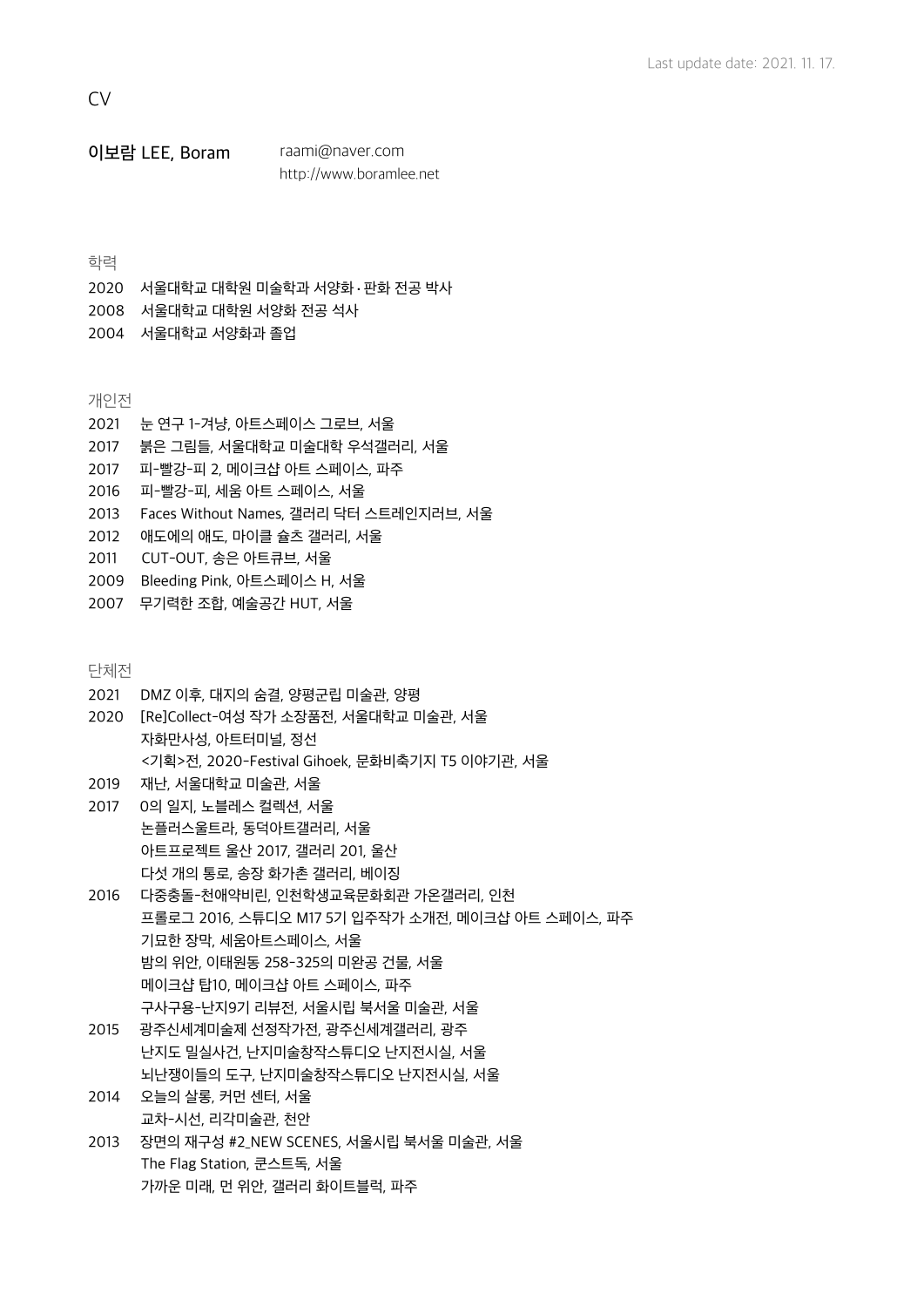Last update date: 2021. 11. 17.

# CV

**이보람 LEE, Boram**

raami@naver.com
http://www.boramlee.net

## 학력

2020 서울대학교 대학원 미술학과 서양화・판화 전공 박사
2008 서울대학교 대학원 서양화 전공 석사
2004 서울대학교 서양화과 졸업

## 개인전

2021 눈 연구 1-겨냥, 아트스페이스 그로브, 서울
2017 붉은 그림들, 서울대학교 미술대학 우석갤러리, 서울
2017 피-빨강-피 2, 메이크샵 아트 스페이스, 파주
2016 피-빨강-피, 세움 아트 스페이스, 서울
2013 Faces Without Names, 갤러리 닥터 스트레인지러브, 서울
2012 애도에의 애도, 마이클 슐츠 갤러리, 서울
2011 CUT-OUT, 송은 아트큐브, 서울
2009 Bleeding Pink, 아트스페이스 H, 서울
2007 무기력한 조합, 예술공간 HUT, 서울

## 단체전

2021 DMZ 이후, 대지의 숨결, 양평군립 미술관, 양평
2020 [Re]Collect-여성 작가 소장품전, 서울대학교 미술관, 서울
자화만사성, 아트터미널, 정선
<기획>전, 2020-Festival Gihoek, 문화비축기지 T5 이야기관, 서울
2019 재난, 서울대학교 미술관, 서울
2017 0의 일지, 노블레스 컬렉션, 서울
논플러스울트라, 동덕아트갤러리, 서울
아트프로젝트 울산 2017, 갤러리 201, 울산
다섯 개의 통로, 송장 화가촌 갤러리, 베이징
2016 다중충돌-천애약비린, 인천학생교육문화회관 가온갤러리, 인천
프롤로그 2016, 스튜디오 M17 5기 입주작가 소개전, 메이크샵 아트 스페이스, 파주
기묘한 장막, 세움아트스페이스, 서울
밤의 위안, 이태원동 258-325의 미완공 건물, 서울
메이크샵 탑10, 메이크샵 아트 스페이스, 파주
구사구용-난지9기 리뷰전, 서울시립 북서울 미술관, 서울
2015 광주신세계미술제 선정작가전, 광주신세계갤러리, 광주
난지도 밀실사건, 난지미술창작스튜디오 난지전시실, 서울
뇌난쟁이들의 도구, 난지미술창작스튜디오 난지전시실, 서울
2014 오늘의 살롱, 커먼 센터, 서울
교차-시선, 리각미술관, 천안
2013 장면의 재구성 #2_NEW SCENES, 서울시립 북서울 미술관, 서울
The Flag Station, 쿤스트독, 서울
가까운 미래, 먼 위안, 갤러리 화이트블럭, 파주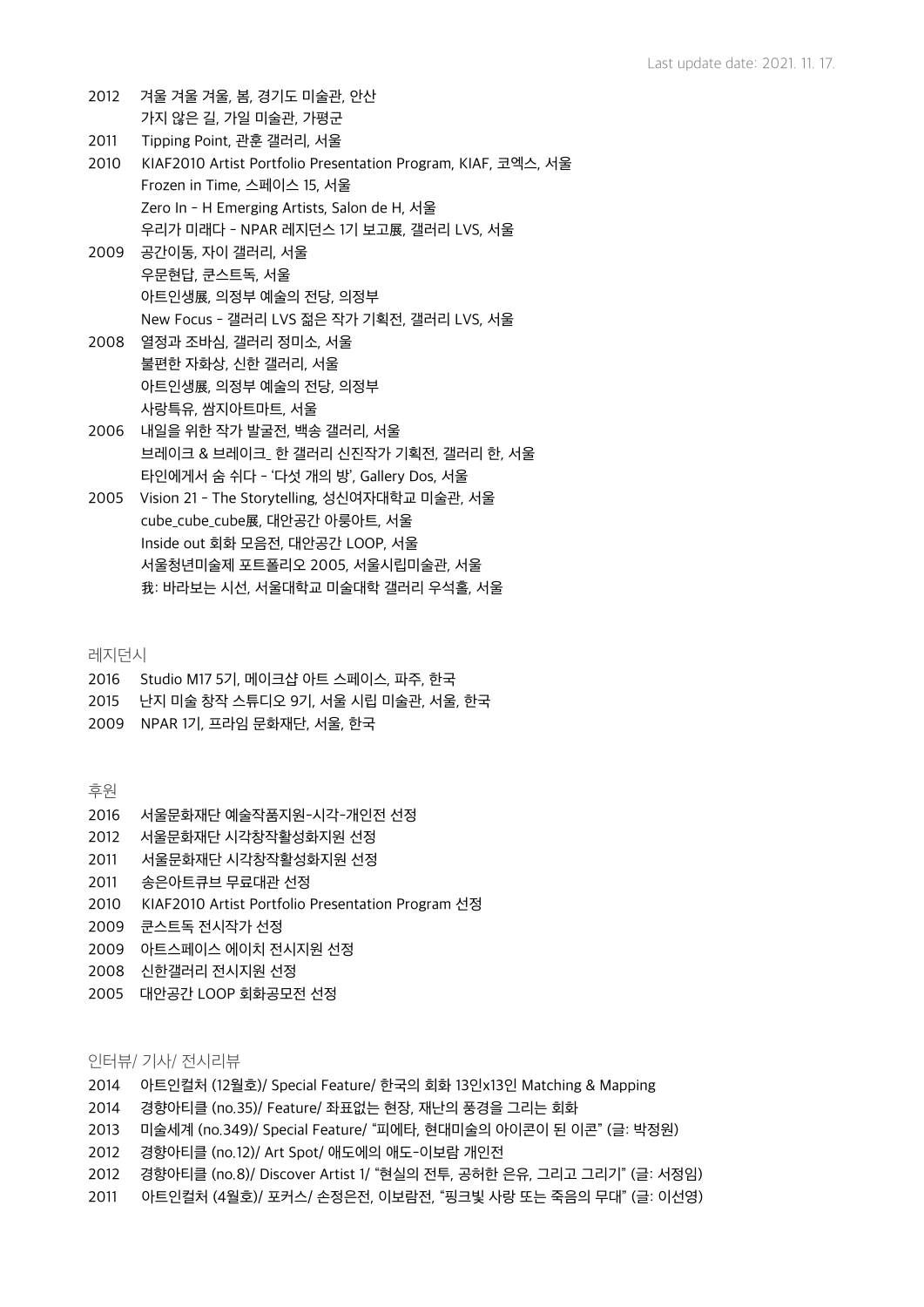Last update date: 2021. 11. 17.

2012 겨울 겨울 겨울, 봄, 경기도 미술관, 안산
가지 않은 길, 가일 미술관, 가평군

2011 Tipping Point, 관훈 갤러리, 서울

2010 KIAF2010 Artist Portfolio Presentation Program, KIAF, 코엑스, 서울
Frozen in Time, 스페이스 15, 서울
Zero In - H Emerging Artists, Salon de H, 서울
우리가 미래다 - NPAR 레지던스 1기 보고展, 갤러리 LVS, 서울

2009 공간이동, 자이 갤러리, 서울
우문현답, 쿤스트독, 서울
아트인생展, 의정부 예술의 전당, 의정부
New Focus - 갤러리 LVS 젊은 작가 기획전, 갤러리 LVS, 서울

2008 열정과 조바심, 갤러리 정미소, 서울
불편한 자화상, 신한 갤러리, 서울
아트인생展, 의정부 예술의 전당, 의정부
사랑특유, 쌈지아트마트, 서울

2006 내일을 위한 작가 발굴전, 백송 갤러리, 서울
브레이크 & 브레이크_ 한 갤러리 신진작가 기획전, 갤러리 한, 서울
타인에게서 숨 쉬다 - '다섯 개의 방', Gallery Dos, 서울

2005 Vision 21 - The Storytelling, 성신여자대학교 미술관, 서울
cube_cube_cube展, 대안공간 아룽아트, 서울
Inside out 회화 모음전, 대안공간 LOOP, 서울
서울청년미술제 포트폴리오 2005, 서울시립미술관, 서울
我: 바라보는 시선, 서울대학교 미술대학 갤러리 우석홀, 서울

레지던시

2016 Studio M17 5기, 메이크샵 아트 스페이스, 파주, 한국
2015 난지 미술 창작 스튜디오 9기, 서울 시립 미술관, 서울, 한국
2009 NPAR 1기, 프라임 문화재단, 서울, 한국

후원

2016 서울문화재단 예술작품지원-시각-개인전 선정
2012 서울문화재단 시각창작활성화지원 선정
2011 서울문화재단 시각창작활성화지원 선정
2011 송은아트큐브 무료대관 선정
2010 KIAF2010 Artist Portfolio Presentation Program 선정
2009 쿤스트독 전시작가 선정
2009 아트스페이스 에이치 전시지원 선정
2008 신한갤러리 전시지원 선정
2005 대안공간 LOOP 회화공모전 선정

인터뷰/ 기사/ 전시리뷰

2014 아트인컬처 (12월호)/ Special Feature/ 한국의 회화 13인x13인 Matching & Mapping
2014 경향아티클 (no.35)/ Feature/ 좌표없는 현장, 재난의 풍경을 그리는 회화
2013 미술세계 (no.349)/ Special Feature/ "피에타, 현대미술의 아이콘이 된 이콘" (글: 박정원)
2012 경향아티클 (no.12)/ Art Spot/ 애도에의 애도-이보람 개인전
2012 경향아티클 (no.8)/ Discover Artist 1/ "현실의 전투, 공허한 은유, 그리고 그리기" (글: 서정임)
2011 아트인컬처 (4월호)/ 포커스/ 손정은전, 이보람전, "핑크빛 사랑 또는 죽음의 무대" (글: 이선영)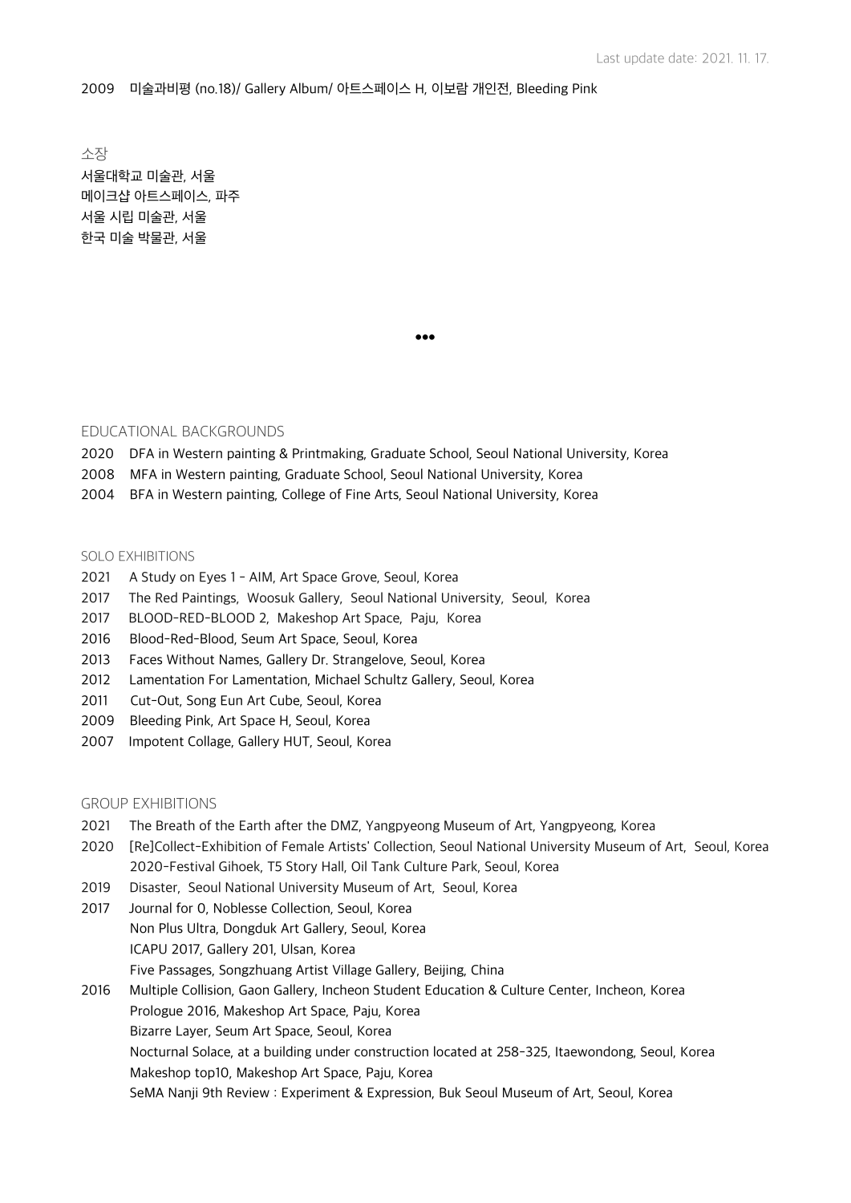Last update date: 2021. 11. 17.

2009 미술과비평 (no.18)/ Gallery Album/ 아트스페이스 H, 이보람 개인전, Bleeding Pink

소장

서울대학교 미술관, 서울
메이크샵 아트스페이스, 파주
서울 시립 미술관, 서울
한국 미술 박물관, 서울

•••

## EDUCATIONAL BACKGROUNDS

2020 DFA in Western painting & Printmaking, Graduate School, Seoul National University, Korea
2008 MFA in Western painting, Graduate School, Seoul National University, Korea
2004 BFA in Western painting, College of Fine Arts, Seoul National University, Korea

## SOLO EXHIBITIONS

2021 A Study on Eyes 1 – AIM, Art Space Grove, Seoul, Korea
2017 The Red Paintings, Woosuk Gallery, Seoul National University, Seoul, Korea
2017 BLOOD-RED-BLOOD 2, Makeshop Art Space, Paju, Korea
2016 Blood-Red-Blood, Seum Art Space, Seoul, Korea
2013 Faces Without Names, Gallery Dr. Strangelove, Seoul, Korea
2012 Lamentation For Lamentation, Michael Schultz Gallery, Seoul, Korea
2011 Cut-Out, Song Eun Art Cube, Seoul, Korea
2009 Bleeding Pink, Art Space H, Seoul, Korea
2007 Impotent Collage, Gallery HUT, Seoul, Korea

## GROUP EXHIBITIONS

2021 The Breath of the Earth after the DMZ, Yangpyeong Museum of Art, Yangpyeong, Korea
2020 [Re]Collect-Exhibition of Female Artists' Collection, Seoul National University Museum of Art, Seoul, Korea
2020-Festival Gihoek, T5 Story Hall, Oil Tank Culture Park, Seoul, Korea
2019 Disaster, Seoul National University Museum of Art, Seoul, Korea
2017 Journal for 0, Noblesse Collection, Seoul, Korea
Non Plus Ultra, Dongduk Art Gallery, Seoul, Korea
ICAPU 2017, Gallery 201, Ulsan, Korea
Five Passages, Songzhuang Artist Village Gallery, Beijing, China
2016 Multiple Collision, Gaon Gallery, Incheon Student Education & Culture Center, Incheon, Korea
Prologue 2016, Makeshop Art Space, Paju, Korea
Bizarre Layer, Seum Art Space, Seoul, Korea
Nocturnal Solace, at a building under construction located at 258-325, Itaewondong, Seoul, Korea
Makeshop top10, Makeshop Art Space, Paju, Korea
SeMA Nanji 9th Review : Experiment & Expression, Buk Seoul Museum of Art, Seoul, Korea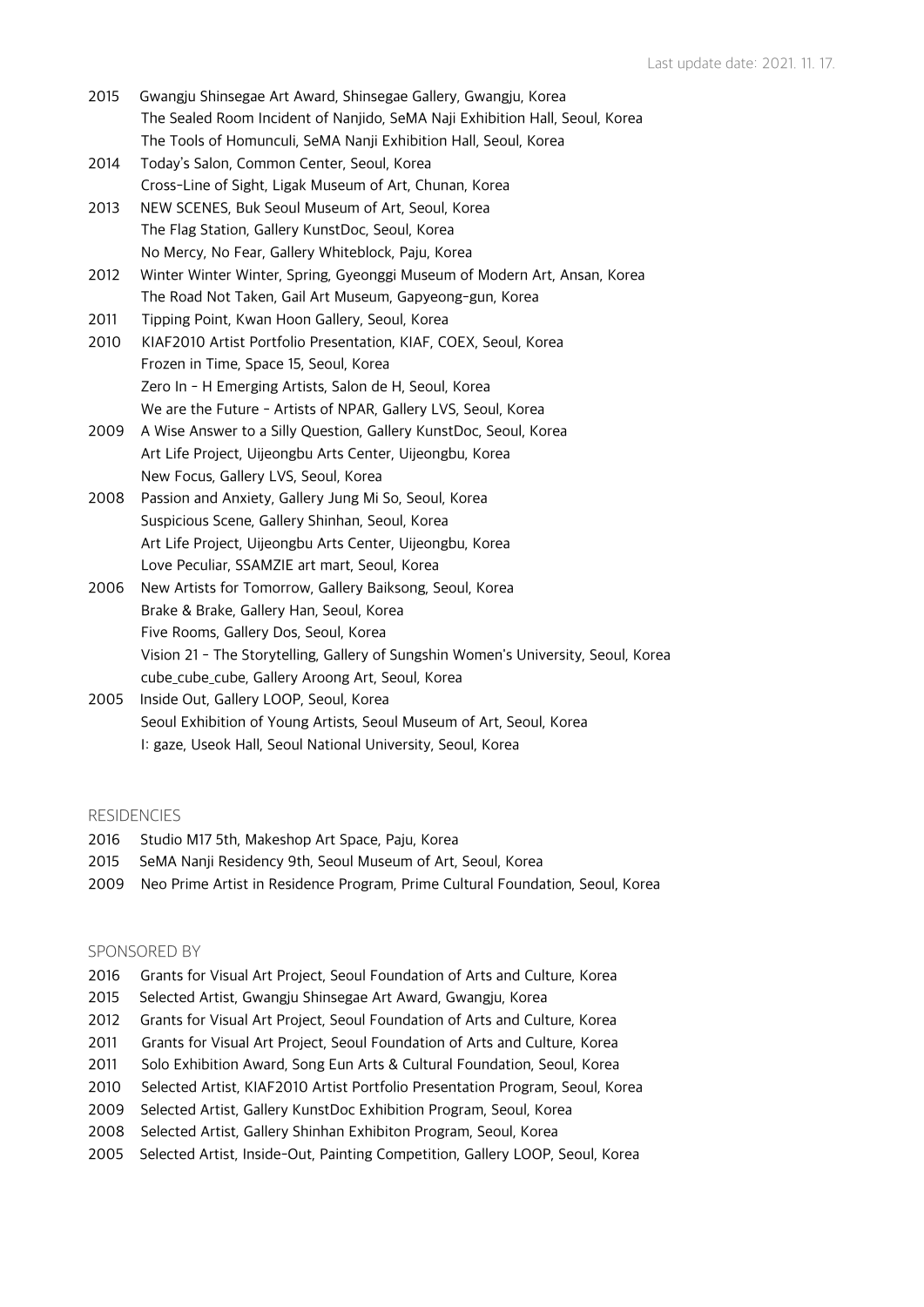Last update date: 2021. 11. 17.

2015 Gwangju Shinsegae Art Award, Shinsegae Gallery, Gwangju, Korea
The Sealed Room Incident of Nanjido, SeMA Naji Exhibition Hall, Seoul, Korea
The Tools of Homunculi, SeMA Nanji Exhibition Hall, Seoul, Korea

2014 Today's Salon, Common Center, Seoul, Korea
Cross-Line of Sight, Ligak Museum of Art, Chunan, Korea

2013 NEW SCENES, Buk Seoul Museum of Art, Seoul, Korea
The Flag Station, Gallery KunstDoc, Seoul, Korea
No Mercy, No Fear, Gallery Whiteblock, Paju, Korea

2012 Winter Winter Winter, Spring, Gyeonggi Museum of Modern Art, Ansan, Korea
The Road Not Taken, Gail Art Museum, Gapyeong-gun, Korea

2011 Tipping Point, Kwan Hoon Gallery, Seoul, Korea

2010 KIAF2010 Artist Portfolio Presentation, KIAF, COEX, Seoul, Korea
Frozen in Time, Space 15, Seoul, Korea
Zero In - H Emerging Artists, Salon de H, Seoul, Korea
We are the Future - Artists of NPAR, Gallery LVS, Seoul, Korea

2009 A Wise Answer to a Silly Question, Gallery KunstDoc, Seoul, Korea
Art Life Project, Uijeongbu Arts Center, Uijeongbu, Korea
New Focus, Gallery LVS, Seoul, Korea

2008 Passion and Anxiety, Gallery Jung Mi So, Seoul, Korea
Suspicious Scene, Gallery Shinhan, Seoul, Korea
Art Life Project, Uijeongbu Arts Center, Uijeongbu, Korea
Love Peculiar, SSAMZIE art mart, Seoul, Korea

2006 New Artists for Tomorrow, Gallery Baiksong, Seoul, Korea
Brake & Brake, Gallery Han, Seoul, Korea
Five Rooms, Gallery Dos, Seoul, Korea
Vision 21 - The Storytelling, Gallery of Sungshin Women's University, Seoul, Korea
cube_cube_cube, Gallery Aroong Art, Seoul, Korea

2005 Inside Out, Gallery LOOP, Seoul, Korea
Seoul Exhibition of Young Artists, Seoul Museum of Art, Seoul, Korea
I: gaze, Useok Hall, Seoul National University, Seoul, Korea

## RESIDENCIES

2016 Studio M17 5th, Makeshop Art Space, Paju, Korea
2015 SeMA Nanji Residency 9th, Seoul Museum of Art, Seoul, Korea
2009 Neo Prime Artist in Residence Program, Prime Cultural Foundation, Seoul, Korea

## SPONSORED BY

2016 Grants for Visual Art Project, Seoul Foundation of Arts and Culture, Korea
2015 Selected Artist, Gwangju Shinsegae Art Award, Gwangju, Korea
2012 Grants for Visual Art Project, Seoul Foundation of Arts and Culture, Korea
2011 Grants for Visual Art Project, Seoul Foundation of Arts and Culture, Korea
2011 Solo Exhibition Award, Song Eun Arts & Cultural Foundation, Seoul, Korea
2010 Selected Artist, KIAF2010 Artist Portfolio Presentation Program, Seoul, Korea
2009 Selected Artist, Gallery KunstDoc Exhibition Program, Seoul, Korea
2008 Selected Artist, Gallery Shinhan Exhibiton Program, Seoul, Korea
2005 Selected Artist, Inside-Out, Painting Competition, Gallery LOOP, Seoul, Korea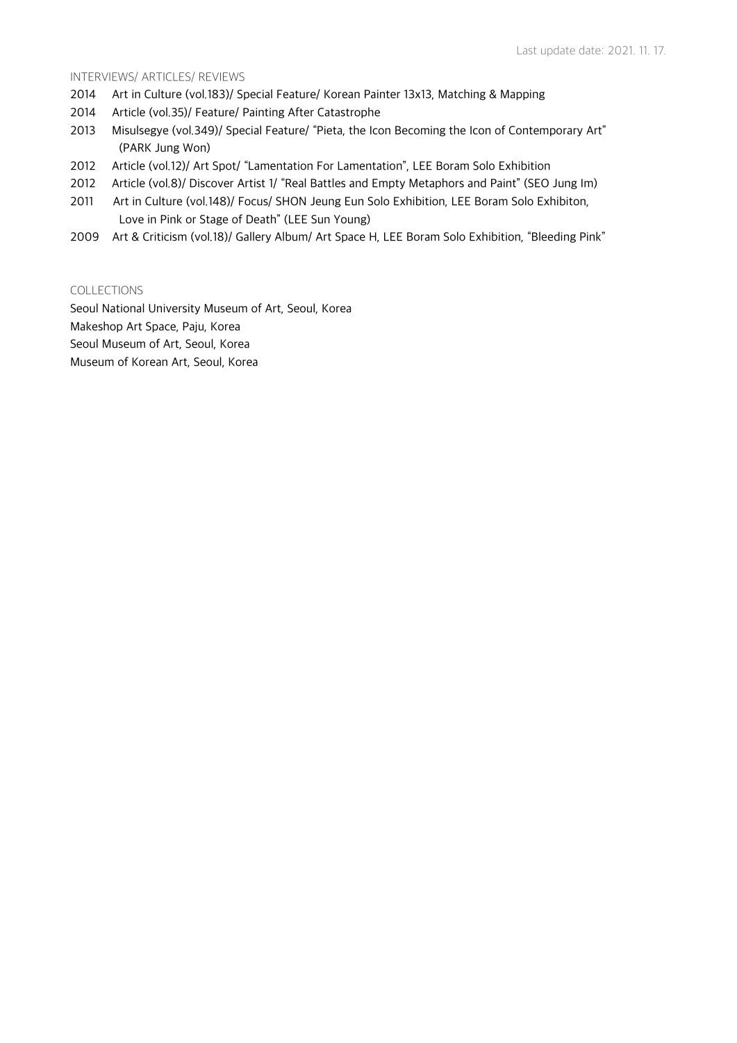Last update date: 2021. 11. 17.

INTERVIEWS/ ARTICLES/ REVIEWS

2014 Art in Culture (vol.183)/ Special Feature/ Korean Painter 13x13, Matching & Mapping

2014 Article (vol.35)/ Feature/ Painting After Catastrophe

2013 Misulsegye (vol.349)/ Special Feature/ "Pieta, the Icon Becoming the Icon of Contemporary Art" (PARK Jung Won)

2012 Article (vol.12)/ Art Spot/ "Lamentation For Lamentation", LEE Boram Solo Exhibition

2012 Article (vol.8)/ Discover Artist 1/ "Real Battles and Empty Metaphors and Paint" (SEO Jung Im)

2011 Art in Culture (vol.148)/ Focus/ SHON Jeung Eun Solo Exhibition, LEE Boram Solo Exhibiton, Love in Pink or Stage of Death" (LEE Sun Young)

2009 Art & Criticism (vol.18)/ Gallery Album/ Art Space H, LEE Boram Solo Exhibition, "Bleeding Pink"

COLLECTIONS

Seoul National University Museum of Art, Seoul, Korea

Makeshop Art Space, Paju, Korea

Seoul Museum of Art, Seoul, Korea

Museum of Korean Art, Seoul, Korea